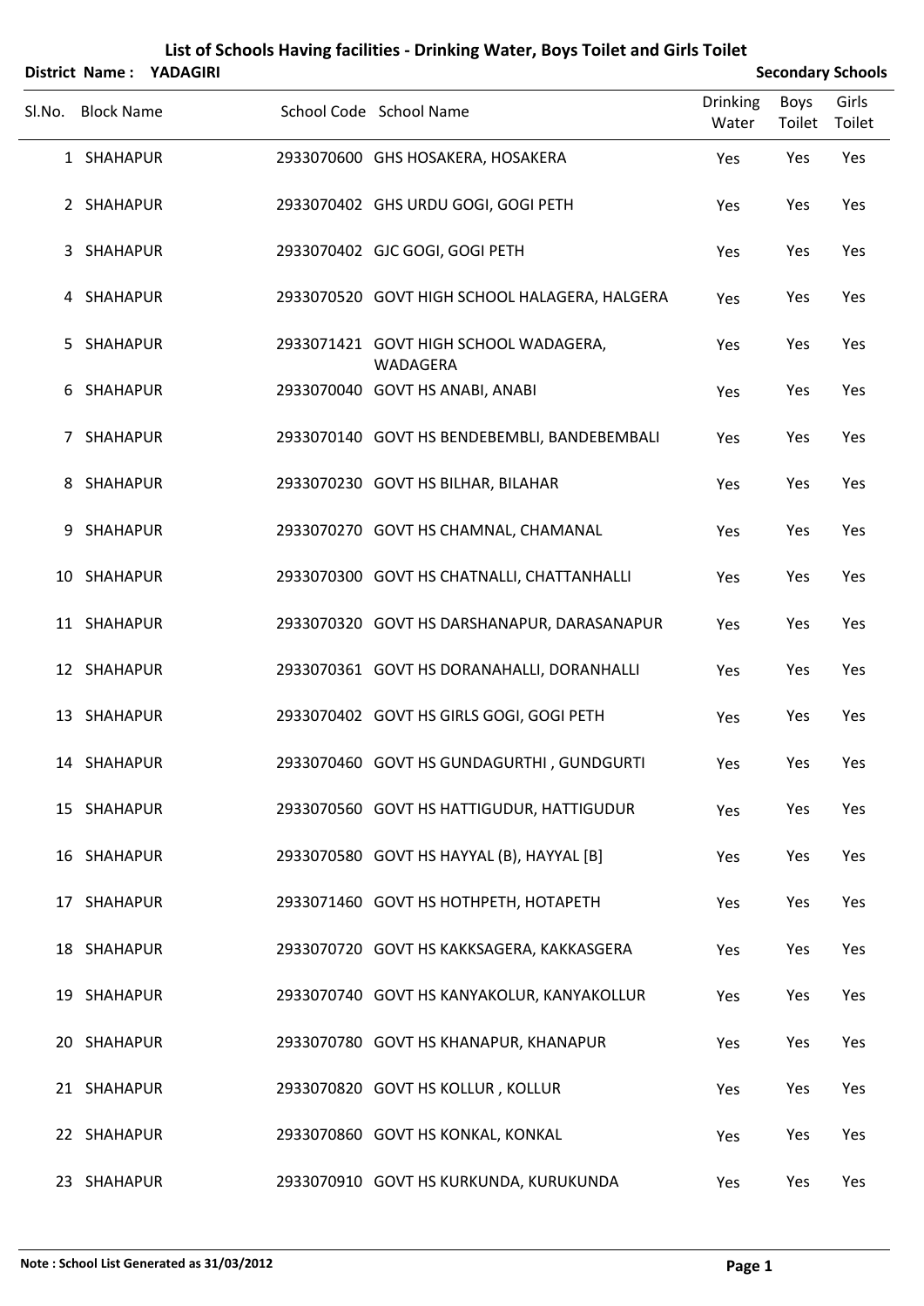# List of Schools Having facilities - Drinking Water, Boys Toilet and Girls Toilet

**District Name : YADAGIRI** **Secondary Schools**

| Sl.No. | Block Name | School Code | School Name | Drinking Water | Boys Toilet | Girls Toilet |
|---|---|---|---|---|---|---|
| 1 | SHAHAPUR | 2933070600 | GHS HOSAKERA, HOSAKERA | Yes | Yes | Yes |
| 2 | SHAHAPUR | 2933070402 | GHS URDU GOGI, GOGI PETH | Yes | Yes | Yes |
| 3 | SHAHAPUR | 2933070402 | GJC GOGI, GOGI PETH | Yes | Yes | Yes |
| 4 | SHAHAPUR | 2933070520 | GOVT HIGH SCHOOL HALAGERA, HALGERA | Yes | Yes | Yes |
| 5 | SHAHAPUR | 2933071421 | GOVT HIGH SCHOOL WADAGERA, WADAGERA | Yes | Yes | Yes |
| 6 | SHAHAPUR | 2933070040 | GOVT HS ANABI, ANABI | Yes | Yes | Yes |
| 7 | SHAHAPUR | 2933070140 | GOVT HS BENDEBEMBLI, BANDEBEMBALI | Yes | Yes | Yes |
| 8 | SHAHAPUR | 2933070230 | GOVT HS BILHAR, BILAHAR | Yes | Yes | Yes |
| 9 | SHAHAPUR | 2933070270 | GOVT HS CHAMNAL, CHAMANAL | Yes | Yes | Yes |
| 10 | SHAHAPUR | 2933070300 | GOVT HS CHATNALLI, CHATTANHALLI | Yes | Yes | Yes |
| 11 | SHAHAPUR | 2933070320 | GOVT HS DARSHANAPUR, DARASANAPUR | Yes | Yes | Yes |
| 12 | SHAHAPUR | 2933070361 | GOVT HS DORANAHALLI, DORANHALLI | Yes | Yes | Yes |
| 13 | SHAHAPUR | 2933070402 | GOVT HS GIRLS GOGI, GOGI PETH | Yes | Yes | Yes |
| 14 | SHAHAPUR | 2933070460 | GOVT HS GUNDAGURTHI , GUNDGURTI | Yes | Yes | Yes |
| 15 | SHAHAPUR | 2933070560 | GOVT HS HATTIGUDUR, HATTIGUDUR | Yes | Yes | Yes |
| 16 | SHAHAPUR | 2933070580 | GOVT HS HAYYAL (B), HAYYAL [B] | Yes | Yes | Yes |
| 17 | SHAHAPUR | 2933071460 | GOVT HS HOTHPETH, HOTAPETH | Yes | Yes | Yes |
| 18 | SHAHAPUR | 2933070720 | GOVT HS KAKKSAGERA, KAKKASGERA | Yes | Yes | Yes |
| 19 | SHAHAPUR | 2933070740 | GOVT HS KANYAKOLUR, KANYAKOLLUR | Yes | Yes | Yes |
| 20 | SHAHAPUR | 2933070780 | GOVT HS KHANAPUR, KHANAPUR | Yes | Yes | Yes |
| 21 | SHAHAPUR | 2933070820 | GOVT HS KOLLUR , KOLLUR | Yes | Yes | Yes |
| 22 | SHAHAPUR | 2933070860 | GOVT HS KONKAL, KONKAL | Yes | Yes | Yes |
| 23 | SHAHAPUR | 2933070910 | GOVT HS KURKUNDA, KURUKUNDA | Yes | Yes | Yes |

**Note : School List Generated as 31/03/2012**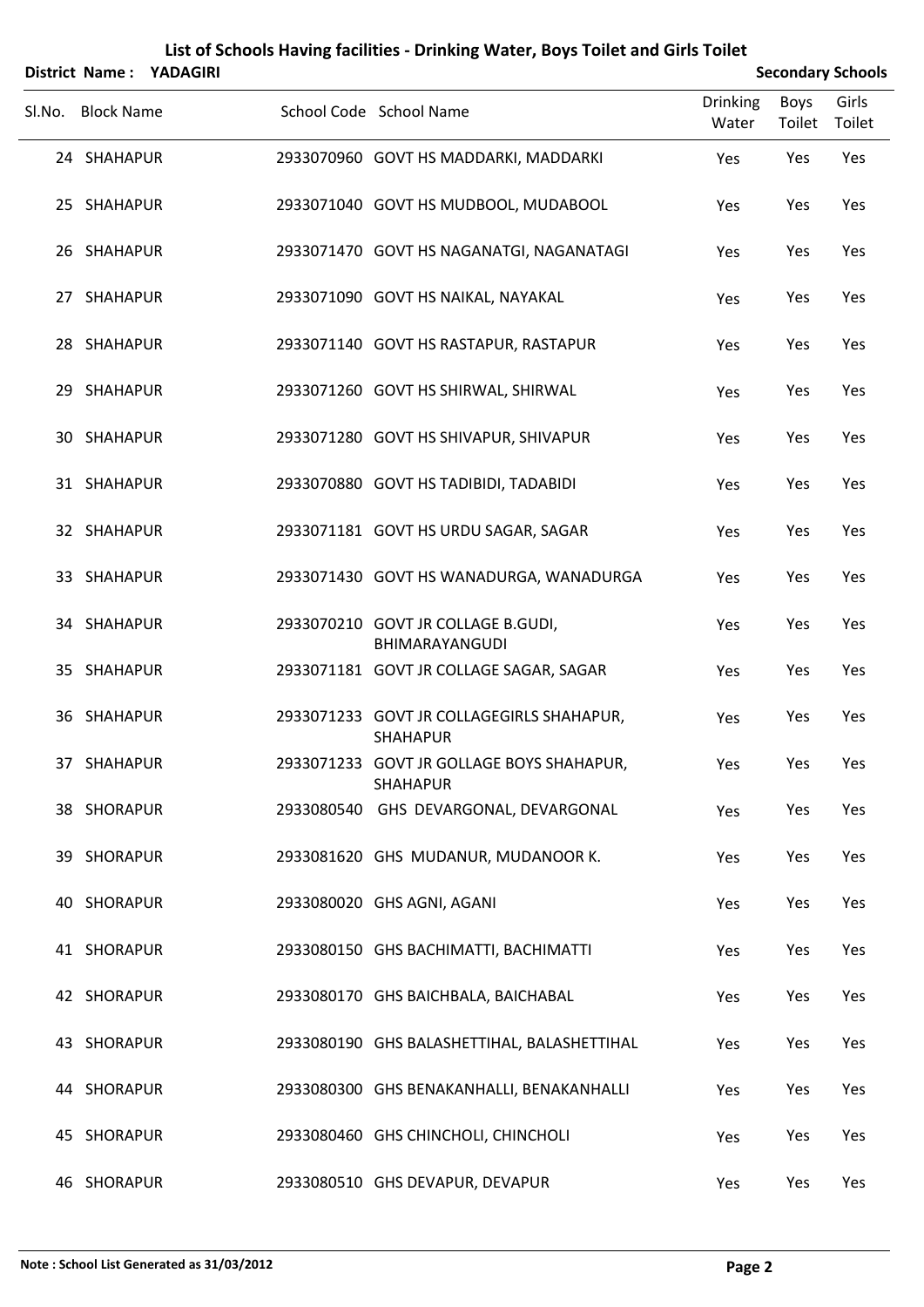# List of Schools Having facilities - Drinking Water, Boys Toilet and Girls Toilet

**District Name : YADAGIRI** — **Secondary Schools**

| Sl.No. | Block Name | School Code | School Name | Drinking Water | Boys Toilet | Girls Toilet |
|---|---|---|---|---|---|---|
| 24 | SHAHAPUR | 2933070960 | GOVT HS MADDARKI, MADDARKI | Yes | Yes | Yes |
| 25 | SHAHAPUR | 2933071040 | GOVT HS MUDBOOL, MUDABOOL | Yes | Yes | Yes |
| 26 | SHAHAPUR | 2933071470 | GOVT HS NAGANATGI, NAGANATAGI | Yes | Yes | Yes |
| 27 | SHAHAPUR | 2933071090 | GOVT HS NAIKAL, NAYAKAL | Yes | Yes | Yes |
| 28 | SHAHAPUR | 2933071140 | GOVT HS RASTAPUR, RASTAPUR | Yes | Yes | Yes |
| 29 | SHAHAPUR | 2933071260 | GOVT HS SHIRWAL, SHIRWAL | Yes | Yes | Yes |
| 30 | SHAHAPUR | 2933071280 | GOVT HS SHIVAPUR, SHIVAPUR | Yes | Yes | Yes |
| 31 | SHAHAPUR | 2933070880 | GOVT HS TADIBIDI, TADABIDI | Yes | Yes | Yes |
| 32 | SHAHAPUR | 2933071181 | GOVT HS URDU SAGAR, SAGAR | Yes | Yes | Yes |
| 33 | SHAHAPUR | 2933071430 | GOVT HS WANADURGA, WANADURGA | Yes | Yes | Yes |
| 34 | SHAHAPUR | 2933070210 | GOVT JR COLLAGE B.GUDI, BHIMARAYANGUDI | Yes | Yes | Yes |
| 35 | SHAHAPUR | 2933071181 | GOVT JR COLLAGE SAGAR, SAGAR | Yes | Yes | Yes |
| 36 | SHAHAPUR | 2933071233 | GOVT JR COLLAGEGIRLS SHAHAPUR, SHAHAPUR | Yes | Yes | Yes |
| 37 | SHAHAPUR | 2933071233 | GOVT JR GOLLAGE BOYS SHAHAPUR, SHAHAPUR | Yes | Yes | Yes |
| 38 | SHORAPUR | 2933080540 | GHS DEVARGONAL, DEVARGONAL | Yes | Yes | Yes |
| 39 | SHORAPUR | 2933081620 | GHS MUDANUR, MUDANOOR K. | Yes | Yes | Yes |
| 40 | SHORAPUR | 2933080020 | GHS AGNI, AGANI | Yes | Yes | Yes |
| 41 | SHORAPUR | 2933080150 | GHS BACHIMATTI, BACHIMATTI | Yes | Yes | Yes |
| 42 | SHORAPUR | 2933080170 | GHS BAICHBALA, BAICHABAL | Yes | Yes | Yes |
| 43 | SHORAPUR | 2933080190 | GHS BALASHETTIHAL, BALASHETTIHAL | Yes | Yes | Yes |
| 44 | SHORAPUR | 2933080300 | GHS BENAKANHALLI, BENAKANHALLI | Yes | Yes | Yes |
| 45 | SHORAPUR | 2933080460 | GHS CHINCHOLI, CHINCHOLI | Yes | Yes | Yes |
| 46 | SHORAPUR | 2933080510 | GHS DEVAPUR, DEVAPUR | Yes | Yes | Yes |

**Note : School List Generated as 31/03/2012**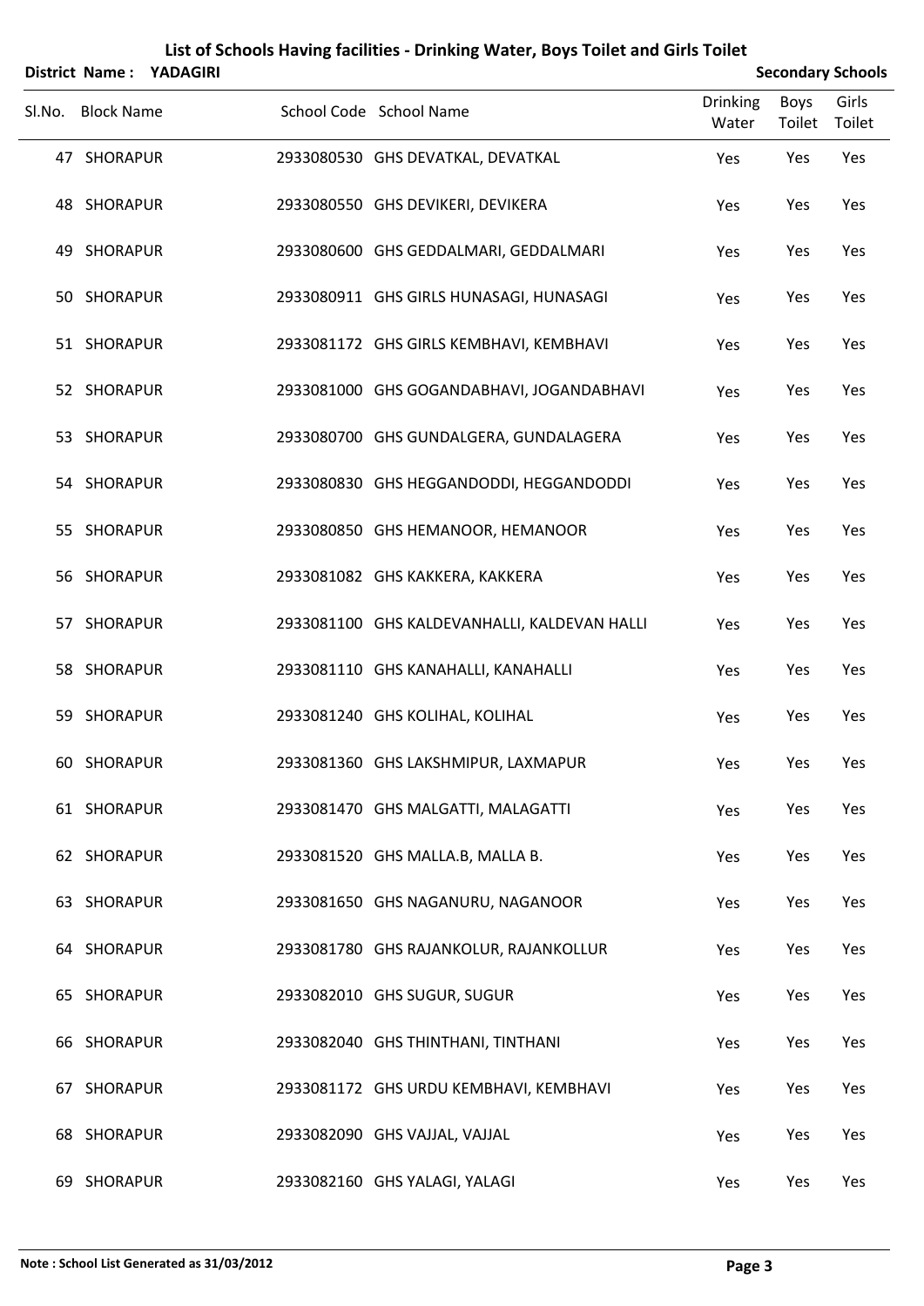# List of Schools Having facilities - Drinking Water, Boys Toilet and Girls Toilet

**District Name : YADAGIRI** **Secondary Schools**

| Sl.No. | Block Name | School Code | School Name | Drinking Water | Boys Toilet | Girls Toilet |
|---|---|---|---|---|---|---|
| 47 | SHORAPUR | 2933080530 | GHS DEVATKAL, DEVATKAL | Yes | Yes | Yes |
| 48 | SHORAPUR | 2933080550 | GHS DEVIKERI, DEVIKERA | Yes | Yes | Yes |
| 49 | SHORAPUR | 2933080600 | GHS GEDDALMARI, GEDDALMARI | Yes | Yes | Yes |
| 50 | SHORAPUR | 2933080911 | GHS GIRLS HUNASAGI, HUNASAGI | Yes | Yes | Yes |
| 51 | SHORAPUR | 2933081172 | GHS GIRLS KEMBHAVI, KEMBHAVI | Yes | Yes | Yes |
| 52 | SHORAPUR | 2933081000 | GHS GOGANDABHAVI, JOGANDABHAVI | Yes | Yes | Yes |
| 53 | SHORAPUR | 2933080700 | GHS GUNDALGERA, GUNDALAGERA | Yes | Yes | Yes |
| 54 | SHORAPUR | 2933080830 | GHS HEGGANDODDI, HEGGANDODDI | Yes | Yes | Yes |
| 55 | SHORAPUR | 2933080850 | GHS HEMANOOR, HEMANOOR | Yes | Yes | Yes |
| 56 | SHORAPUR | 2933081082 | GHS KAKKERA, KAKKERA | Yes | Yes | Yes |
| 57 | SHORAPUR | 2933081100 | GHS KALDEVANHALLI, KALDEVAN HALLI | Yes | Yes | Yes |
| 58 | SHORAPUR | 2933081110 | GHS KANAHALLI, KANAHALLI | Yes | Yes | Yes |
| 59 | SHORAPUR | 2933081240 | GHS KOLIHAL, KOLIHAL | Yes | Yes | Yes |
| 60 | SHORAPUR | 2933081360 | GHS LAKSHMIPUR, LAXMAPUR | Yes | Yes | Yes |
| 61 | SHORAPUR | 2933081470 | GHS MALGATTI, MALAGATTI | Yes | Yes | Yes |
| 62 | SHORAPUR | 2933081520 | GHS MALLA.B, MALLA B. | Yes | Yes | Yes |
| 63 | SHORAPUR | 2933081650 | GHS NAGANURU, NAGANOOR | Yes | Yes | Yes |
| 64 | SHORAPUR | 2933081780 | GHS RAJANKOLUR, RAJANKOLLUR | Yes | Yes | Yes |
| 65 | SHORAPUR | 2933082010 | GHS SUGUR, SUGUR | Yes | Yes | Yes |
| 66 | SHORAPUR | 2933082040 | GHS THINTHANI, TINTHANI | Yes | Yes | Yes |
| 67 | SHORAPUR | 2933081172 | GHS URDU KEMBHAVI, KEMBHAVI | Yes | Yes | Yes |
| 68 | SHORAPUR | 2933082090 | GHS VAJJAL, VAJJAL | Yes | Yes | Yes |
| 69 | SHORAPUR | 2933082160 | GHS YALAGI, YALAGI | Yes | Yes | Yes |

**Note : School List Generated as 31/03/2012**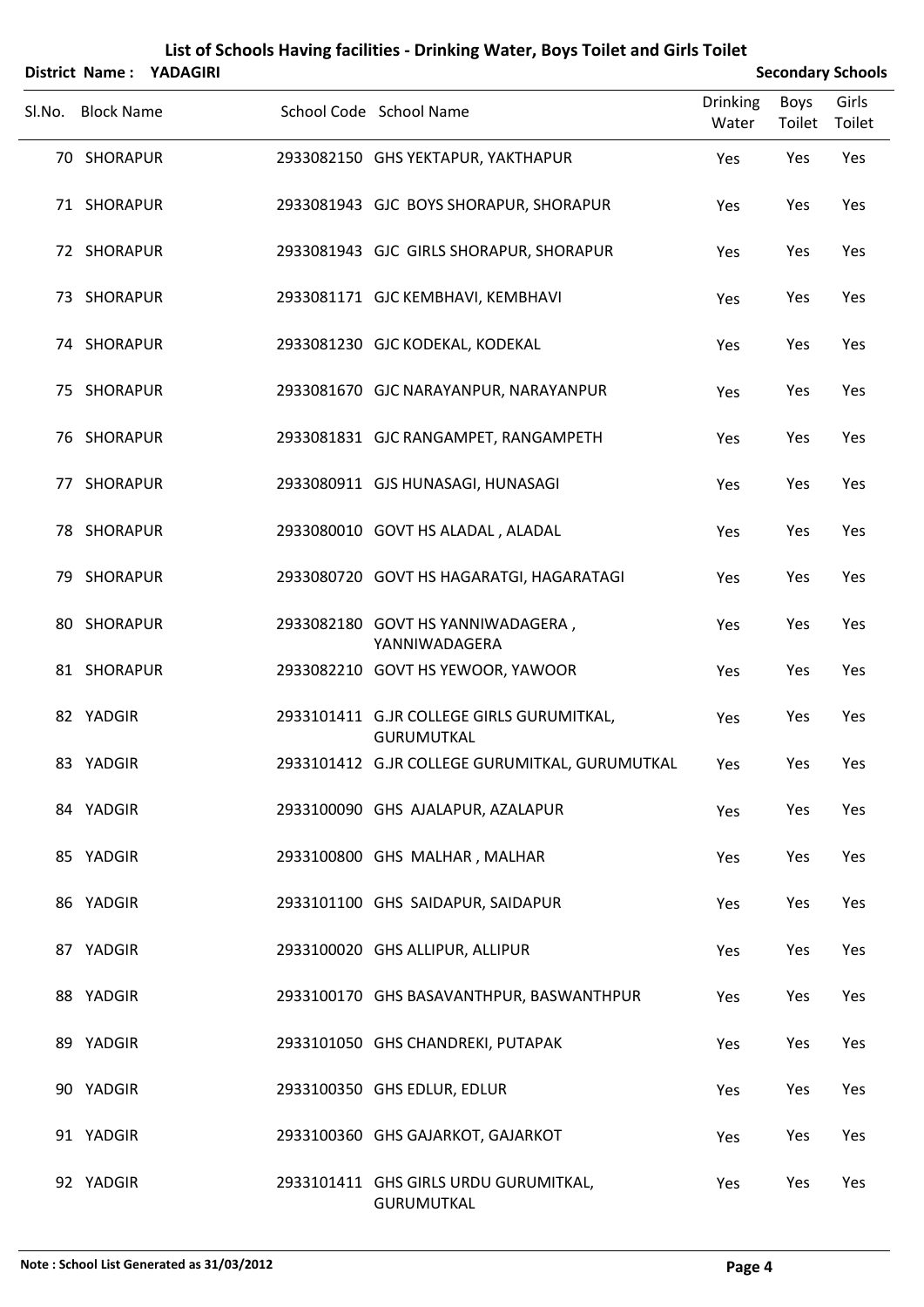# List of Schools Having facilities - Drinking Water, Boys Toilet and Girls Toilet

**District Name : YADAGIRI** **Secondary Schools**

| Sl.No. | Block Name | School Code | School Name | Drinking Water | Boys Toilet | Girls Toilet |
|---|---|---|---|---|---|---|
| 70 | SHORAPUR | 2933082150 | GHS YEKTAPUR, YAKTHAPUR | Yes | Yes | Yes |
| 71 | SHORAPUR | 2933081943 | GJC BOYS SHORAPUR, SHORAPUR | Yes | Yes | Yes |
| 72 | SHORAPUR | 2933081943 | GJC GIRLS SHORAPUR, SHORAPUR | Yes | Yes | Yes |
| 73 | SHORAPUR | 2933081171 | GJC KEMBHAVI, KEMBHAVI | Yes | Yes | Yes |
| 74 | SHORAPUR | 2933081230 | GJC KODEKAL, KODEKAL | Yes | Yes | Yes |
| 75 | SHORAPUR | 2933081670 | GJC NARAYANPUR, NARAYANPUR | Yes | Yes | Yes |
| 76 | SHORAPUR | 2933081831 | GJC RANGAMPET, RANGAMPETH | Yes | Yes | Yes |
| 77 | SHORAPUR | 2933080911 | GJS HUNASAGI, HUNASAGI | Yes | Yes | Yes |
| 78 | SHORAPUR | 2933080010 | GOVT HS ALADAL , ALADAL | Yes | Yes | Yes |
| 79 | SHORAPUR | 2933080720 | GOVT HS HAGARATGI, HAGARATAGI | Yes | Yes | Yes |
| 80 | SHORAPUR | 2933082180 | GOVT HS YANNIWADAGERA , YANNIWADAGERA | Yes | Yes | Yes |
| 81 | SHORAPUR | 2933082210 | GOVT HS YEWOOR, YAWOOR | Yes | Yes | Yes |
| 82 | YADGIR | 2933101411 | G.JR COLLEGE GIRLS GURUMITKAL, GURUMUTKAL | Yes | Yes | Yes |
| 83 | YADGIR | 2933101412 | G.JR COLLEGE GURUMITKAL, GURUMUTKAL | Yes | Yes | Yes |
| 84 | YADGIR | 2933100090 | GHS AJALAPUR, AZALAPUR | Yes | Yes | Yes |
| 85 | YADGIR | 2933100800 | GHS MALHAR , MALHAR | Yes | Yes | Yes |
| 86 | YADGIR | 2933101100 | GHS SAIDAPUR, SAIDAPUR | Yes | Yes | Yes |
| 87 | YADGIR | 2933100020 | GHS ALLIPUR, ALLIPUR | Yes | Yes | Yes |
| 88 | YADGIR | 2933100170 | GHS BASAVANTHPUR, BASWANTHPUR | Yes | Yes | Yes |
| 89 | YADGIR | 2933101050 | GHS CHANDREKI, PUTAPAK | Yes | Yes | Yes |
| 90 | YADGIR | 2933100350 | GHS EDLUR, EDLUR | Yes | Yes | Yes |
| 91 | YADGIR | 2933100360 | GHS GAJARKOT, GAJARKOT | Yes | Yes | Yes |
| 92 | YADGIR | 2933101411 | GHS GIRLS URDU GURUMITKAL, GURUMUTKAL | Yes | Yes | Yes |

**Note : School List Generated as 31/03/2012**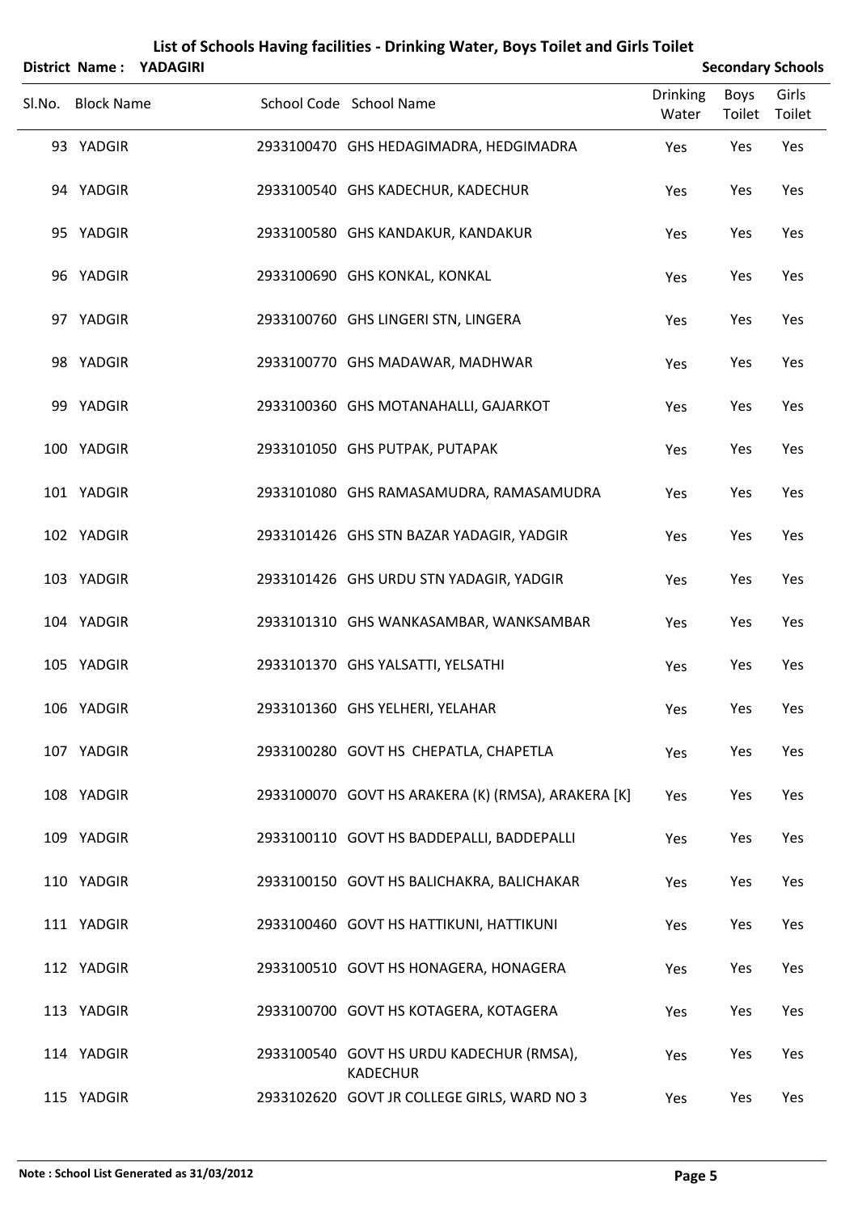# List of Schools Having facilities - Drinking Water, Boys Toilet and Girls Toilet

**District Name : YADAGIRI** **Secondary Schools**

| Sl.No. | Block Name | School Code | School Name | Drinking Water | Boys Toilet | Girls Toilet |
|---|---|---|---|---|---|---|
| 93 | YADGIR | 2933100470 | GHS HEDAGIMADRA, HEDGIMADRA | Yes | Yes | Yes |
| 94 | YADGIR | 2933100540 | GHS KADECHUR, KADECHUR | Yes | Yes | Yes |
| 95 | YADGIR | 2933100580 | GHS KANDAKUR, KANDAKUR | Yes | Yes | Yes |
| 96 | YADGIR | 2933100690 | GHS KONKAL, KONKAL | Yes | Yes | Yes |
| 97 | YADGIR | 2933100760 | GHS LINGERI STN, LINGERA | Yes | Yes | Yes |
| 98 | YADGIR | 2933100770 | GHS MADAWAR, MADHWAR | Yes | Yes | Yes |
| 99 | YADGIR | 2933100360 | GHS MOTANAHALLI, GAJARKOT | Yes | Yes | Yes |
| 100 | YADGIR | 2933101050 | GHS PUTPAK, PUTAPAK | Yes | Yes | Yes |
| 101 | YADGIR | 2933101080 | GHS RAMASAMUDRA, RAMASAMUDRA | Yes | Yes | Yes |
| 102 | YADGIR | 2933101426 | GHS STN BAZAR YADAGIR, YADGIR | Yes | Yes | Yes |
| 103 | YADGIR | 2933101426 | GHS URDU STN YADAGIR, YADGIR | Yes | Yes | Yes |
| 104 | YADGIR | 2933101310 | GHS WANKASAMBAR, WANKSAMBAR | Yes | Yes | Yes |
| 105 | YADGIR | 2933101370 | GHS YALSATTI, YELSATHI | Yes | Yes | Yes |
| 106 | YADGIR | 2933101360 | GHS YELHERI, YELAHAR | Yes | Yes | Yes |
| 107 | YADGIR | 2933100280 | GOVT HS CHEPATLA, CHAPETLA | Yes | Yes | Yes |
| 108 | YADGIR | 2933100070 | GOVT HS ARAKERA (K) (RMSA), ARAKERA [K] | Yes | Yes | Yes |
| 109 | YADGIR | 2933100110 | GOVT HS BADDEPALLI, BADDEPALLI | Yes | Yes | Yes |
| 110 | YADGIR | 2933100150 | GOVT HS BALICHAKRA, BALICHAKAR | Yes | Yes | Yes |
| 111 | YADGIR | 2933100460 | GOVT HS HATTIKUNI, HATTIKUNI | Yes | Yes | Yes |
| 112 | YADGIR | 2933100510 | GOVT HS HONAGERA, HONAGERA | Yes | Yes | Yes |
| 113 | YADGIR | 2933100700 | GOVT HS KOTAGERA, KOTAGERA | Yes | Yes | Yes |
| 114 | YADGIR | 2933100540 | GOVT HS URDU KADECHUR (RMSA), KADECHUR | Yes | Yes | Yes |
| 115 | YADGIR | 2933102620 | GOVT JR COLLEGE GIRLS, WARD NO 3 | Yes | Yes | Yes |

**Note : School List Generated as 31/03/2012**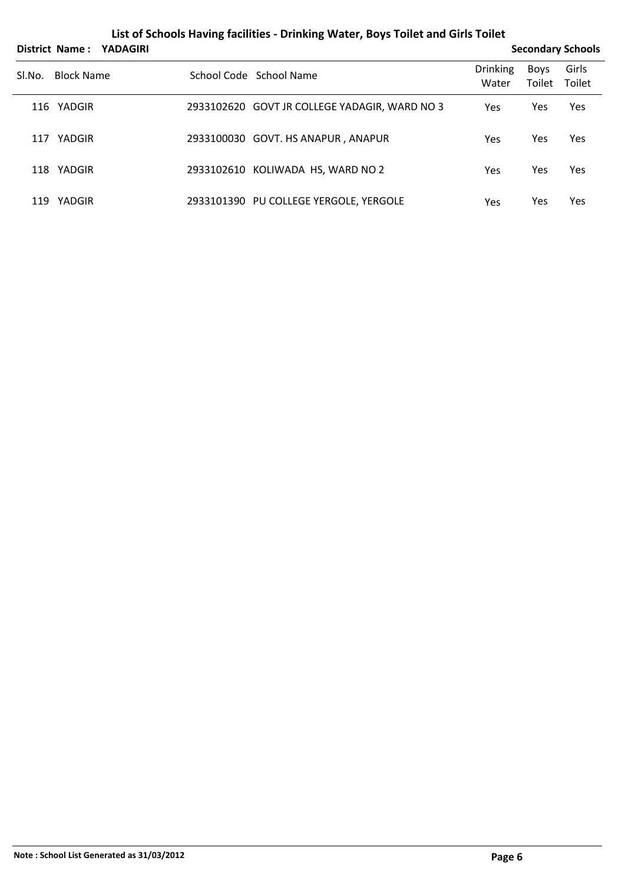# List of Schools Having facilities - Drinking Water, Boys Toilet and Girls Toilet

**District Name : YADAGIRI** **Secondary Schools**

| Sl.No. | Block Name | School Code | School Name | Drinking Water | Boys Toilet | Girls Toilet |
|---|---|---|---|---|---|---|
| 116 | YADGIR | 2933102620 | GOVT JR COLLEGE YADAGIR, WARD NO 3 | Yes | Yes | Yes |
| 117 | YADGIR | 2933100030 | GOVT. HS ANAPUR , ANAPUR | Yes | Yes | Yes |
| 118 | YADGIR | 2933102610 | KOLIWADA HS, WARD NO 2 | Yes | Yes | Yes |
| 119 | YADGIR | 2933101390 | PU COLLEGE YERGOLE, YERGOLE | Yes | Yes | Yes |

**Note : School List Generated as 31/03/2012**